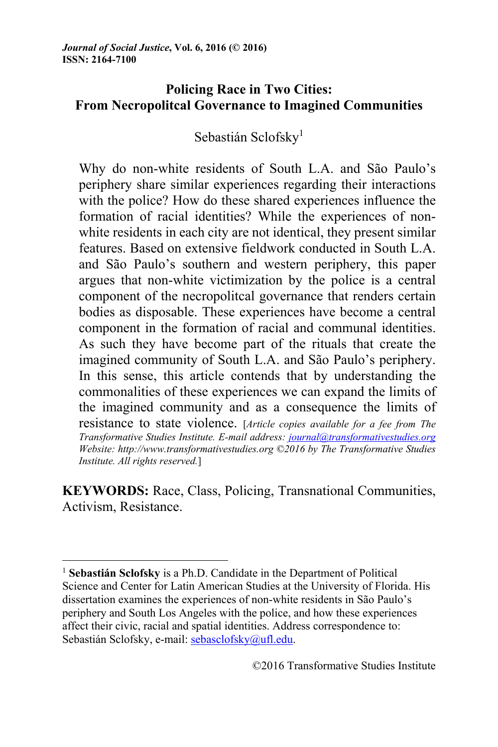*Journal of Social Justice*, **Vol. 6, 2016 (© 2016)**
**ISSN: 2164-7100**

# Policing Race in Two Cities: From Necropolitcal Governance to Imagined Communities

Sebastián Sclofsky[1]

Why do non-white residents of South L.A. and São Paulo's periphery share similar experiences regarding their interactions with the police? How do these shared experiences influence the formation of racial identities? While the experiences of non-white residents in each city are not identical, they present similar features. Based on extensive fieldwork conducted in South L.A. and São Paulo's southern and western periphery, this paper argues that non-white victimization by the police is a central component of the necropolitcal governance that renders certain bodies as disposable. These experiences have become a central component in the formation of racial and communal identities. As such they have become part of the rituals that create the imagined community of South L.A. and São Paulo's periphery. In this sense, this article contends that by understanding the commonalities of these experiences we can expand the limits of the imagined community and as a consequence the limits of resistance to state violence. [*Article copies available for a fee from The Transformative Studies Institute. E-mail address: journal@transformativestudies.org Website: http://www.transformativestudies.org ©2016 by The Transformative Studies Institute. All rights reserved.*]

**KEYWORDS:** Race, Class, Policing, Transnational Communities, Activism, Resistance.

---

[1] **Sebastián Sclofsky** is a Ph.D. Candidate in the Department of Political Science and Center for Latin American Studies at the University of Florida. His dissertation examines the experiences of non-white residents in São Paulo's periphery and South Los Angeles with the police, and how these experiences affect their civic, racial and spatial identities. Address correspondence to: Sebastián Sclofsky, e-mail: sebasclofsky@ufl.edu.

©2016 Transformative Studies Institute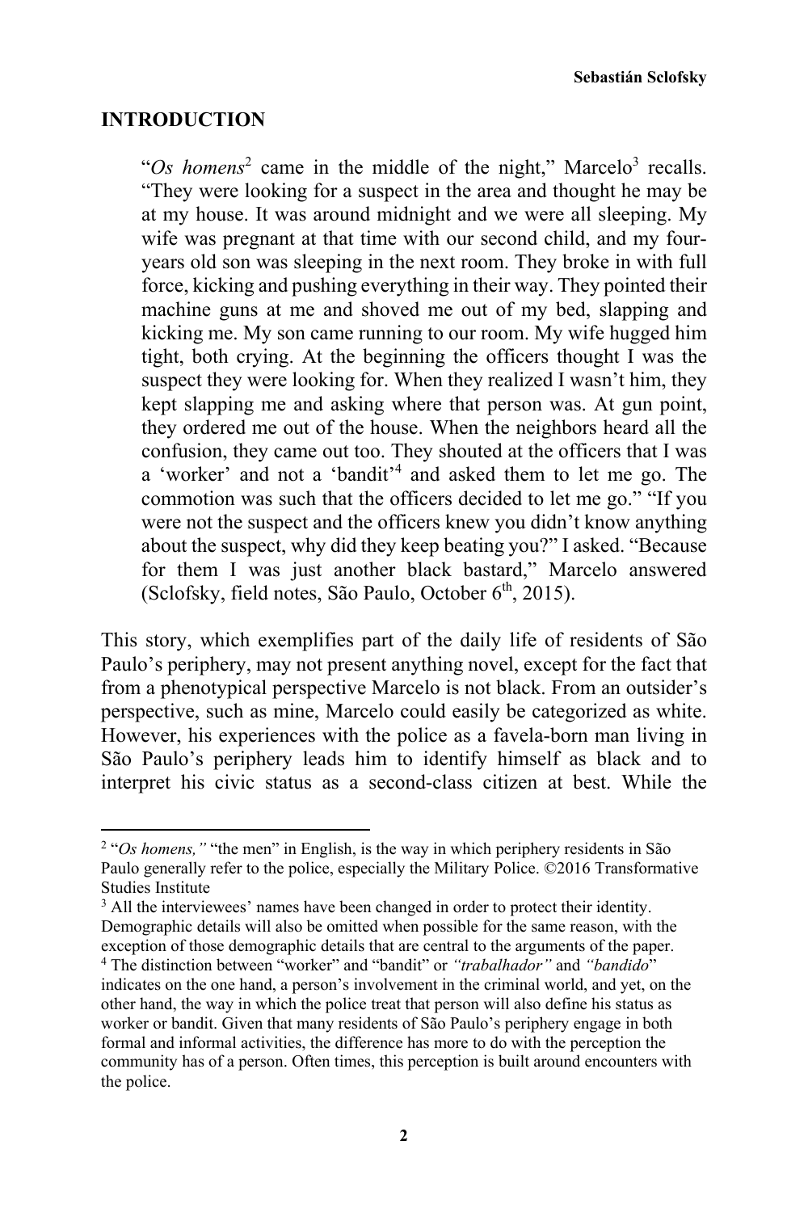## INTRODUCTION

> "*Os homens*[2] came in the middle of the night," Marcelo[3] recalls. "They were looking for a suspect in the area and thought he may be at my house. It was around midnight and we were all sleeping. My wife was pregnant at that time with our second child, and my four-years old son was sleeping in the next room. They broke in with full force, kicking and pushing everything in their way. They pointed their machine guns at me and shoved me out of my bed, slapping and kicking me. My son came running to our room. My wife hugged him tight, both crying. At the beginning the officers thought I was the suspect they were looking for. When they realized I wasn't him, they kept slapping me and asking where that person was. At gun point, they ordered me out of the house. When the neighbors heard all the confusion, they came out too. They shouted at the officers that I was a 'worker' and not a 'bandit'[4] and asked them to let me go. The commotion was such that the officers decided to let me go." "If you were not the suspect and the officers knew you didn't know anything about the suspect, why did they keep beating you?" I asked. "Because for them I was just another black bastard," Marcelo answered (Sclofsky, field notes, São Paulo, October 6th, 2015).

This story, which exemplifies part of the daily life of residents of São Paulo's periphery, may not present anything novel, except for the fact that from a phenotypical perspective Marcelo is not black. From an outsider's perspective, such as mine, Marcelo could easily be categorized as white. However, his experiences with the police as a favela-born man living in São Paulo's periphery leads him to identify himself as black and to interpret his civic status as a second-class citizen at best. While the

---

[2] "*Os homens,"* "the men" in English, is the way in which periphery residents in São Paulo generally refer to the police, especially the Military Police. ©2016 Transformative Studies Institute

[3] All the interviewees' names have been changed in order to protect their identity. Demographic details will also be omitted when possible for the same reason, with the exception of those demographic details that are central to the arguments of the paper.

[4] The distinction between "worker" and "bandit" or *"trabalhador"* and *"bandido"* indicates on the one hand, a person's involvement in the criminal world, and yet, on the other hand, the way in which the police treat that person will also define his status as worker or bandit. Given that many residents of São Paulo's periphery engage in both formal and informal activities, the difference has more to do with the perception the community has of a person. Often times, this perception is built around encounters with the police.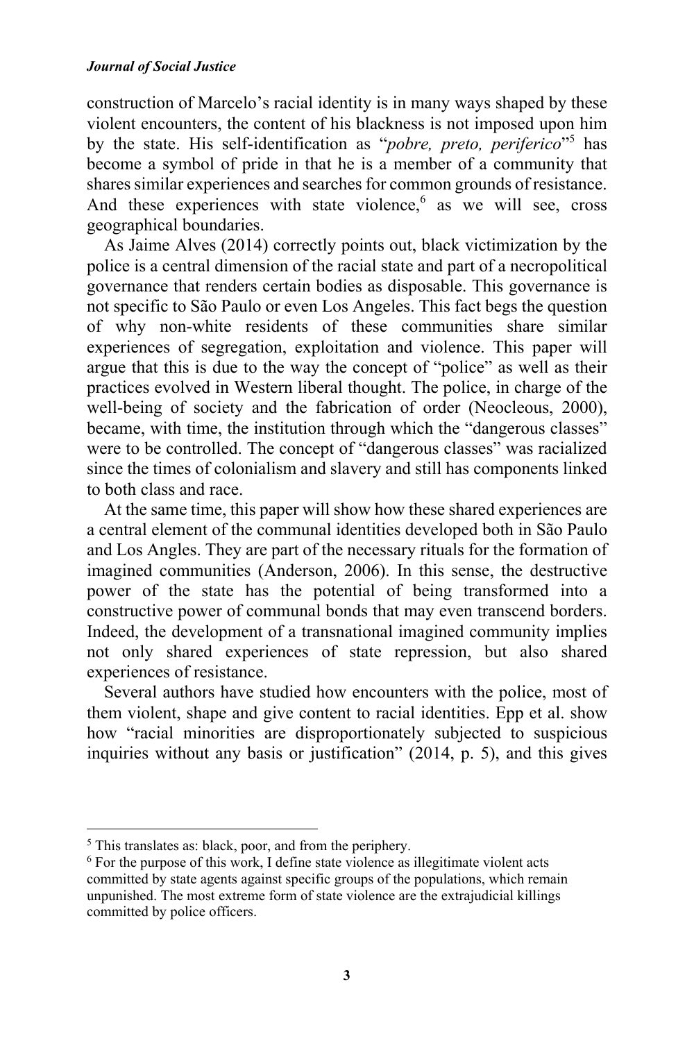construction of Marcelo's racial identity is in many ways shaped by these violent encounters, the content of his blackness is not imposed upon him by the state. His self-identification as "*pobre, preto, periferico*"[5] has become a symbol of pride in that he is a member of a community that shares similar experiences and searches for common grounds of resistance. And these experiences with state violence,[6] as we will see, cross geographical boundaries.

As Jaime Alves (2014) correctly points out, black victimization by the police is a central dimension of the racial state and part of a necropolitical governance that renders certain bodies as disposable. This governance is not specific to São Paulo or even Los Angeles. This fact begs the question of why non-white residents of these communities share similar experiences of segregation, exploitation and violence. This paper will argue that this is due to the way the concept of "police" as well as their practices evolved in Western liberal thought. The police, in charge of the well-being of society and the fabrication of order (Neocleous, 2000), became, with time, the institution through which the "dangerous classes" were to be controlled. The concept of "dangerous classes" was racialized since the times of colonialism and slavery and still has components linked to both class and race.

At the same time, this paper will show how these shared experiences are a central element of the communal identities developed both in São Paulo and Los Angles. They are part of the necessary rituals for the formation of imagined communities (Anderson, 2006). In this sense, the destructive power of the state has the potential of being transformed into a constructive power of communal bonds that may even transcend borders. Indeed, the development of a transnational imagined community implies not only shared experiences of state repression, but also shared experiences of resistance.

Several authors have studied how encounters with the police, most of them violent, shape and give content to racial identities. Epp et al. show how "racial minorities are disproportionately subjected to suspicious inquiries without any basis or justification" (2014, p. 5), and this gives

---

[5] This translates as: black, poor, and from the periphery.

[6] For the purpose of this work, I define state violence as illegitimate violent acts committed by state agents against specific groups of the populations, which remain unpunished. The most extreme form of state violence are the extrajudicial killings committed by police officers.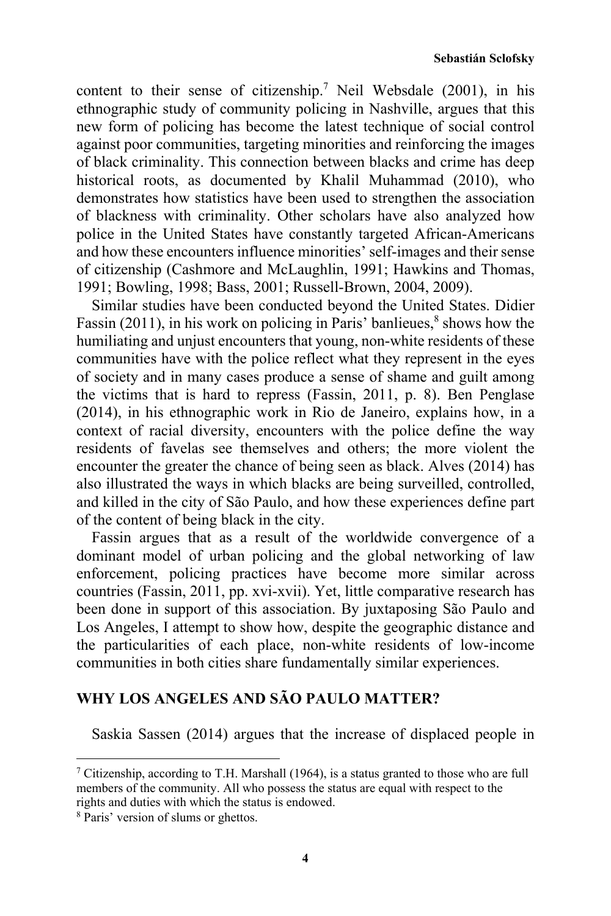content to their sense of citizenship.[7] Neil Websdale (2001), in his ethnographic study of community policing in Nashville, argues that this new form of policing has become the latest technique of social control against poor communities, targeting minorities and reinforcing the images of black criminality. This connection between blacks and crime has deep historical roots, as documented by Khalil Muhammad (2010), who demonstrates how statistics have been used to strengthen the association of blackness with criminality. Other scholars have also analyzed how police in the United States have constantly targeted African-Americans and how these encounters influence minorities' self-images and their sense of citizenship (Cashmore and McLaughlin, 1991; Hawkins and Thomas, 1991; Bowling, 1998; Bass, 2001; Russell-Brown, 2004, 2009).

Similar studies have been conducted beyond the United States. Didier Fassin (2011), in his work on policing in Paris' banlieues,[8] shows how the humiliating and unjust encounters that young, non-white residents of these communities have with the police reflect what they represent in the eyes of society and in many cases produce a sense of shame and guilt among the victims that is hard to repress (Fassin, 2011, p. 8). Ben Penglase (2014), in his ethnographic work in Rio de Janeiro, explains how, in a context of racial diversity, encounters with the police define the way residents of favelas see themselves and others; the more violent the encounter the greater the chance of being seen as black. Alves (2014) has also illustrated the ways in which blacks are being surveilled, controlled, and killed in the city of São Paulo, and how these experiences define part of the content of being black in the city.

Fassin argues that as a result of the worldwide convergence of a dominant model of urban policing and the global networking of law enforcement, policing practices have become more similar across countries (Fassin, 2011, pp. xvi-xvii). Yet, little comparative research has been done in support of this association. By juxtaposing São Paulo and Los Angeles, I attempt to show how, despite the geographic distance and the particularities of each place, non-white residents of low-income communities in both cities share fundamentally similar experiences.

## WHY LOS ANGELES AND SÃO PAULO MATTER?

Saskia Sassen (2014) argues that the increase of displaced people in

---

[7] Citizenship, according to T.H. Marshall (1964), is a status granted to those who are full members of the community. All who possess the status are equal with respect to the rights and duties with which the status is endowed.

[8] Paris' version of slums or ghettos.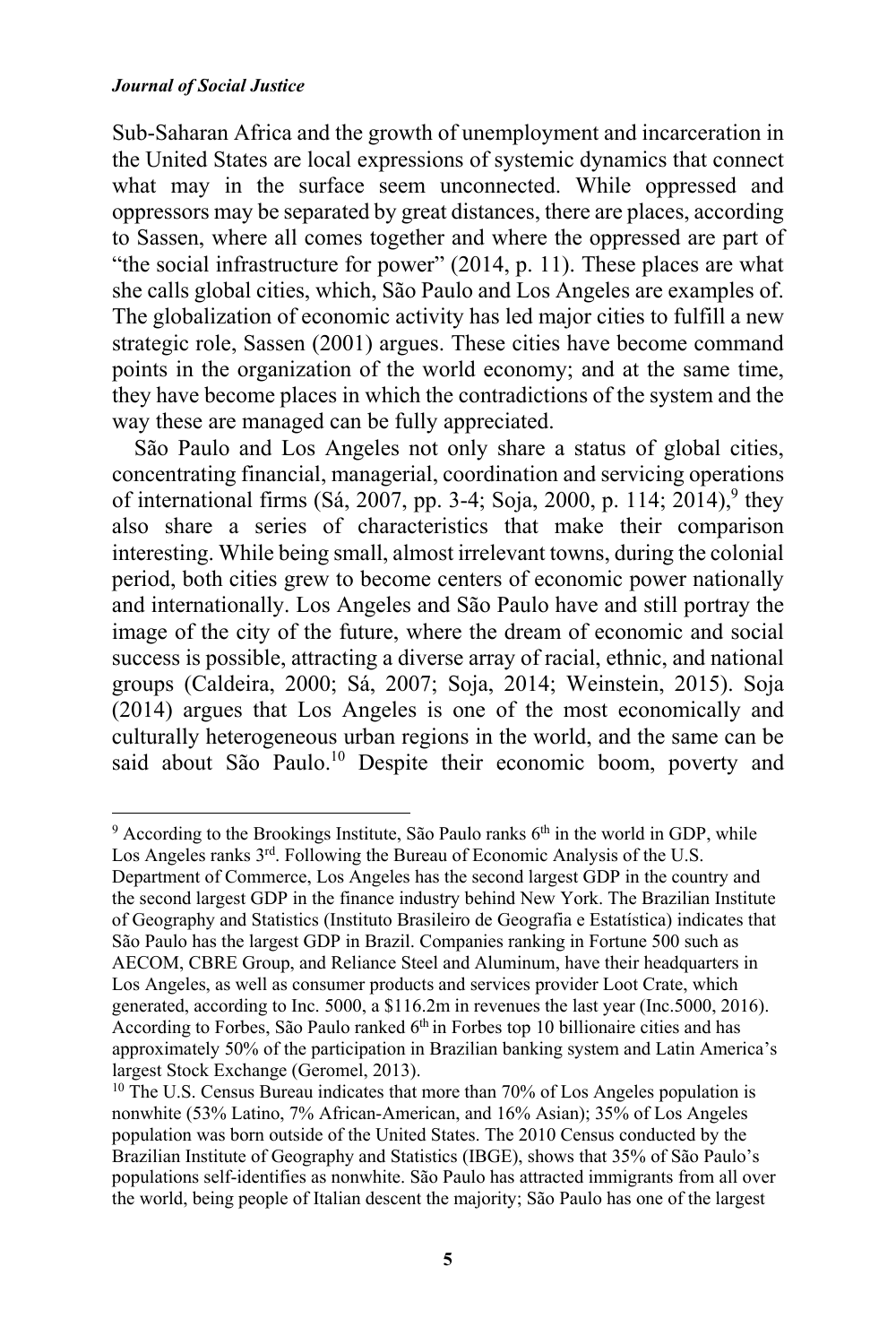Sub-Saharan Africa and the growth of unemployment and incarceration in the United States are local expressions of systemic dynamics that connect what may in the surface seem unconnected. While oppressed and oppressors may be separated by great distances, there are places, according to Sassen, where all comes together and where the oppressed are part of "the social infrastructure for power" (2014, p. 11). These places are what she calls global cities, which, São Paulo and Los Angeles are examples of. The globalization of economic activity has led major cities to fulfill a new strategic role, Sassen (2001) argues. These cities have become command points in the organization of the world economy; and at the same time, they have become places in which the contradictions of the system and the way these are managed can be fully appreciated.

São Paulo and Los Angeles not only share a status of global cities, concentrating financial, managerial, coordination and servicing operations of international firms (Sá, 2007, pp. 3-4; Soja, 2000, p. 114; 2014),[9] they also share a series of characteristics that make their comparison interesting. While being small, almost irrelevant towns, during the colonial period, both cities grew to become centers of economic power nationally and internationally. Los Angeles and São Paulo have and still portray the image of the city of the future, where the dream of economic and social success is possible, attracting a diverse array of racial, ethnic, and national groups (Caldeira, 2000; Sá, 2007; Soja, 2014; Weinstein, 2015). Soja (2014) argues that Los Angeles is one of the most economically and culturally heterogeneous urban regions in the world, and the same can be said about São Paulo.[10] Despite their economic boom, poverty and

---

[9] According to the Brookings Institute, São Paulo ranks 6th in the world in GDP, while Los Angeles ranks 3rd. Following the Bureau of Economic Analysis of the U.S. Department of Commerce, Los Angeles has the second largest GDP in the country and the second largest GDP in the finance industry behind New York. The Brazilian Institute of Geography and Statistics (Instituto Brasileiro de Geografia e Estatística) indicates that São Paulo has the largest GDP in Brazil. Companies ranking in Fortune 500 such as AECOM, CBRE Group, and Reliance Steel and Aluminum, have their headquarters in Los Angeles, as well as consumer products and services provider Loot Crate, which generated, according to Inc. 5000, a $116.2m in revenues the last year (Inc.5000, 2016). According to Forbes, São Paulo ranked 6th in Forbes top 10 billionaire cities and has approximately 50% of the participation in Brazilian banking system and Latin America's largest Stock Exchange (Geromel, 2013).

[10] The U.S. Census Bureau indicates that more than 70% of Los Angeles population is nonwhite (53% Latino, 7% African-American, and 16% Asian); 35% of Los Angeles population was born outside of the United States. The 2010 Census conducted by the Brazilian Institute of Geography and Statistics (IBGE), shows that 35% of São Paulo's populations self-identifies as nonwhite. São Paulo has attracted immigrants from all over the world, being people of Italian descent the majority; São Paulo has one of the largest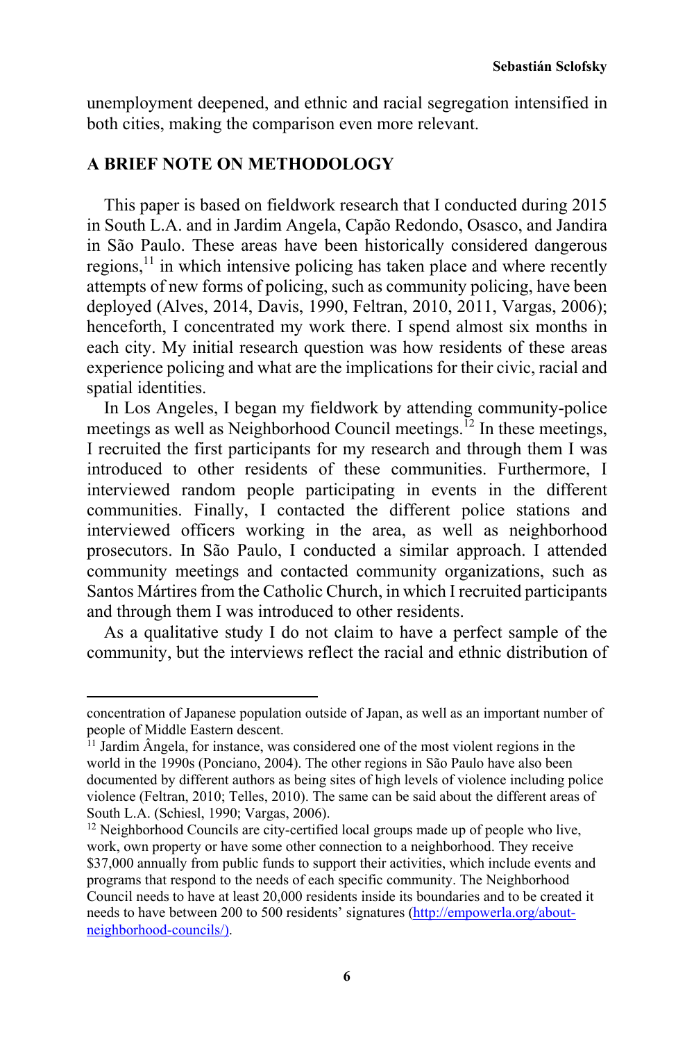unemployment deepened, and ethnic and racial segregation intensified in both cities, making the comparison even more relevant.

## A BRIEF NOTE ON METHODOLOGY

This paper is based on fieldwork research that I conducted during 2015 in South L.A. and in Jardim Angela, Capão Redondo, Osasco, and Jandira in São Paulo. These areas have been historically considered dangerous regions,[11] in which intensive policing has taken place and where recently attempts of new forms of policing, such as community policing, have been deployed (Alves, 2014, Davis, 1990, Feltran, 2010, 2011, Vargas, 2006); henceforth, I concentrated my work there. I spend almost six months in each city. My initial research question was how residents of these areas experience policing and what are the implications for their civic, racial and spatial identities.

In Los Angeles, I began my fieldwork by attending community-police meetings as well as Neighborhood Council meetings.[12] In these meetings, I recruited the first participants for my research and through them I was introduced to other residents of these communities. Furthermore, I interviewed random people participating in events in the different communities. Finally, I contacted the different police stations and interviewed officers working in the area, as well as neighborhood prosecutors. In São Paulo, I conducted a similar approach. I attended community meetings and contacted community organizations, such as Santos Mártires from the Catholic Church, in which I recruited participants and through them I was introduced to other residents.

As a qualitative study I do not claim to have a perfect sample of the community, but the interviews reflect the racial and ethnic distribution of

---

concentration of Japanese population outside of Japan, as well as an important number of people of Middle Eastern descent.

[11] Jardim Ângela, for instance, was considered one of the most violent regions in the world in the 1990s (Ponciano, 2004). The other regions in São Paulo have also been documented by different authors as being sites of high levels of violence including police violence (Feltran, 2010; Telles, 2010). The same can be said about the different areas of South L.A. (Schiesl, 1990; Vargas, 2006).

[12] Neighborhood Councils are city-certified local groups made up of people who live, work, own property or have some other connection to a neighborhood. They receive $37,000 annually from public funds to support their activities, which include events and programs that respond to the needs of each specific community. The Neighborhood Council needs to have at least 20,000 residents inside its boundaries and to be created it needs to have between 200 to 500 residents' signatures (http://empowerla.org/about-neighborhood-councils/).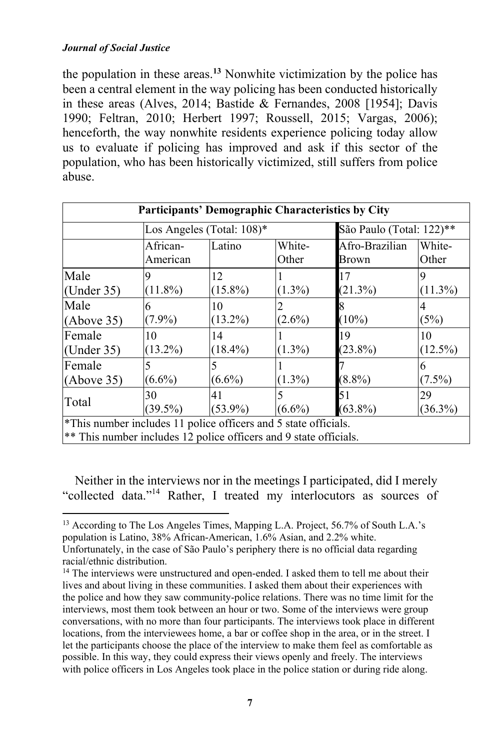the population in these areas.[13] Nonwhite victimization by the police has been a central element in the way policing has been conducted historically in these areas (Alves, 2014; Bastide & Fernandes, 2008 [1954]; Davis 1990; Feltran, 2010; Herbert 1997; Roussell, 2015; Vargas, 2006); henceforth, the way nonwhite residents experience policing today allow us to evaluate if policing has improved and ask if this sector of the population, who has been historically victimized, still suffers from police abuse.

| **Participants' Demographic Characteristics by City** | | | | | |
|---|---|---|---|---|---|
| | Los Angeles (Total: 108)* | | | São Paulo (Total: 122)** | |
| | African-American | Latino | White-Other | Afro-Brazilian Brown | White-Other |
| Male (Under 35) | 9 (11.8%) | 12 (15.8%) | 1 (1.3%) | 17 (21.3%) | 9 (11.3%) |
| Male (Above 35) | 6 (7.9%) | 10 (13.2%) | 2 (2.6%) | 8 (10%) | 4 (5%) |
| Female (Under 35) | 10 (13.2%) | 14 (18.4%) | 1 (1.3%) | 19 (23.8%) | 10 (12.5%) |
| Female (Above 35) | 5 (6.6%) | 5 (6.6%) | 1 (1.3%) | 7 (8.8%) | 6 (7.5%) |
| Total | 30 (39.5%) | 41 (53.9%) | 5 (6.6%) | 51 (63.8%) | 29 (36.3%) |
| *This number includes 11 police officers and 5 state officials. ** This number includes 12 police officers and 9 state officials. | | | | | |

Neither in the interviews nor in the meetings I participated, did I merely "collected data."[14] Rather, I treated my interlocutors as sources of

---

[13] According to The Los Angeles Times, Mapping L.A. Project, 56.7% of South L.A.'s population is Latino, 38% African-American, 1.6% Asian, and 2.2% white. Unfortunately, in the case of São Paulo's periphery there is no official data regarding racial/ethnic distribution.

[14] The interviews were unstructured and open-ended. I asked them to tell me about their lives and about living in these communities. I asked them about their experiences with the police and how they saw community-police relations. There was no time limit for the interviews, most them took between an hour or two. Some of the interviews were group conversations, with no more than four participants. The interviews took place in different locations, from the interviewees home, a bar or coffee shop in the area, or in the street. I let the participants choose the place of the interview to make them feel as comfortable as possible. In this way, they could express their views openly and freely. The interviews with police officers in Los Angeles took place in the police station or during ride along.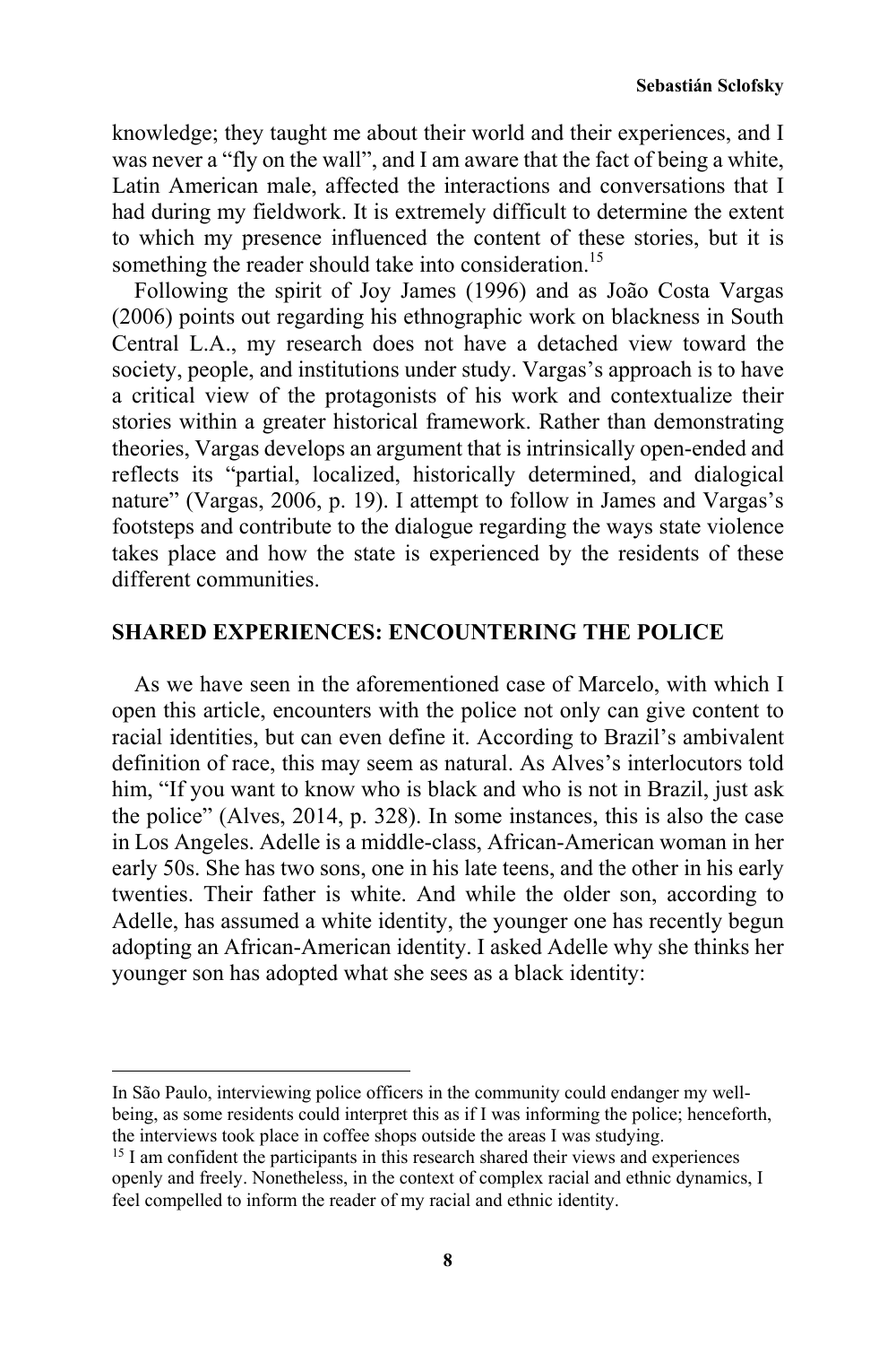knowledge; they taught me about their world and their experiences, and I was never a "fly on the wall", and I am aware that the fact of being a white, Latin American male, affected the interactions and conversations that I had during my fieldwork. It is extremely difficult to determine the extent to which my presence influenced the content of these stories, but it is something the reader should take into consideration.[15]

Following the spirit of Joy James (1996) and as João Costa Vargas (2006) points out regarding his ethnographic work on blackness in South Central L.A., my research does not have a detached view toward the society, people, and institutions under study. Vargas's approach is to have a critical view of the protagonists of his work and contextualize their stories within a greater historical framework. Rather than demonstrating theories, Vargas develops an argument that is intrinsically open-ended and reflects its "partial, localized, historically determined, and dialogical nature" (Vargas, 2006, p. 19). I attempt to follow in James and Vargas's footsteps and contribute to the dialogue regarding the ways state violence takes place and how the state is experienced by the residents of these different communities.

## SHARED EXPERIENCES: ENCOUNTERING THE POLICE

As we have seen in the aforementioned case of Marcelo, with which I open this article, encounters with the police not only can give content to racial identities, but can even define it. According to Brazil's ambivalent definition of race, this may seem as natural. As Alves's interlocutors told him, "If you want to know who is black and who is not in Brazil, just ask the police" (Alves, 2014, p. 328). In some instances, this is also the case in Los Angeles. Adelle is a middle-class, African-American woman in her early 50s. She has two sons, one in his late teens, and the other in his early twenties. Their father is white. And while the older son, according to Adelle, has assumed a white identity, the younger one has recently begun adopting an African-American identity. I asked Adelle why she thinks her younger son has adopted what she sees as a black identity:

---

In São Paulo, interviewing police officers in the community could endanger my well-being, as some residents could interpret this as if I was informing the police; henceforth, the interviews took place in coffee shops outside the areas I was studying.

[15] I am confident the participants in this research shared their views and experiences openly and freely. Nonetheless, in the context of complex racial and ethnic dynamics, I feel compelled to inform the reader of my racial and ethnic identity.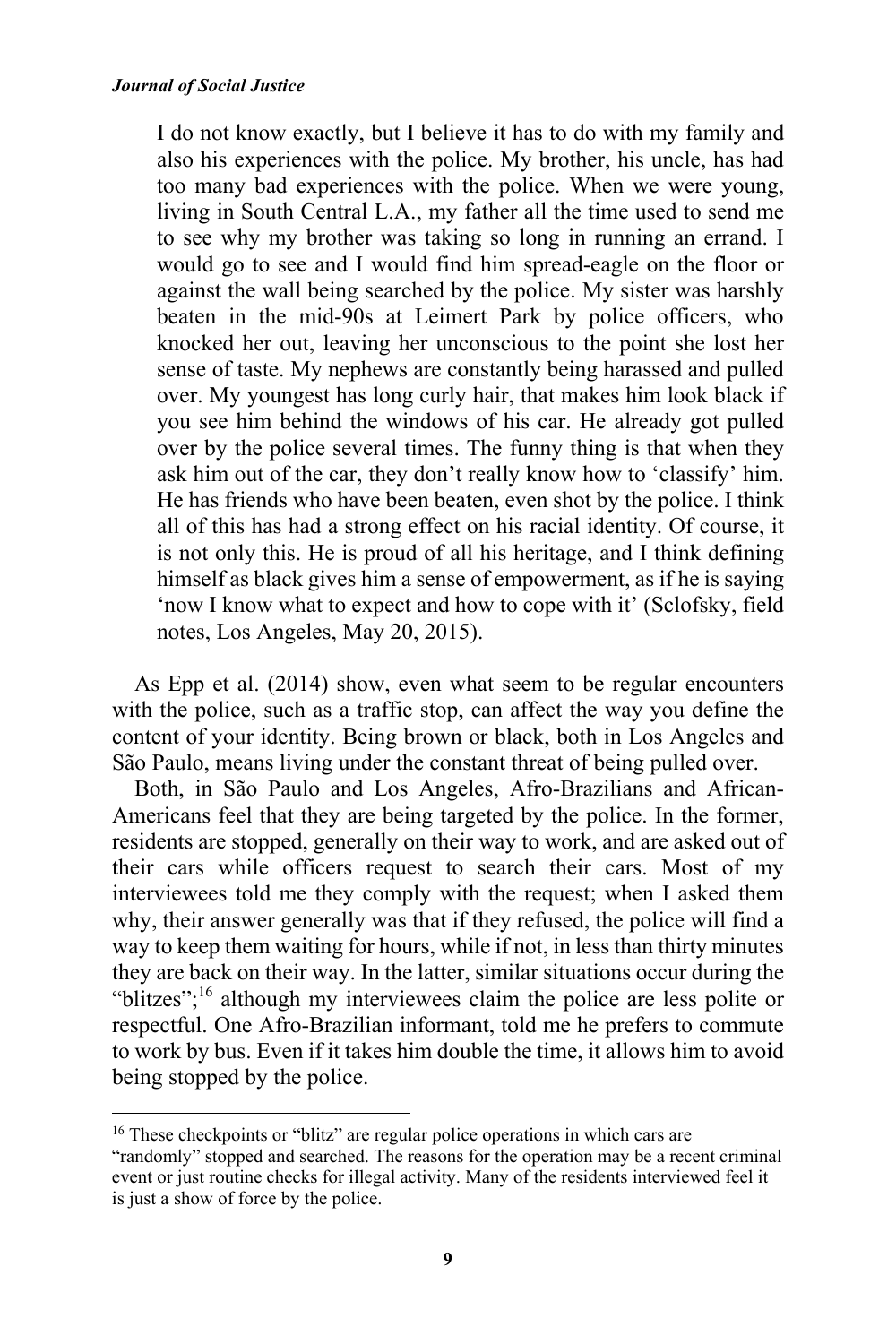> I do not know exactly, but I believe it has to do with my family and also his experiences with the police. My brother, his uncle, has had too many bad experiences with the police. When we were young, living in South Central L.A., my father all the time used to send me to see why my brother was taking so long in running an errand. I would go to see and I would find him spread-eagle on the floor or against the wall being searched by the police. My sister was harshly beaten in the mid-90s at Leimert Park by police officers, who knocked her out, leaving her unconscious to the point she lost her sense of taste. My nephews are constantly being harassed and pulled over. My youngest has long curly hair, that makes him look black if you see him behind the windows of his car. He already got pulled over by the police several times. The funny thing is that when they ask him out of the car, they don't really know how to 'classify' him. He has friends who have been beaten, even shot by the police. I think all of this has had a strong effect on his racial identity. Of course, it is not only this. He is proud of all his heritage, and I think defining himself as black gives him a sense of empowerment, as if he is saying 'now I know what to expect and how to cope with it' (Sclofsky, field notes, Los Angeles, May 20, 2015).

As Epp et al. (2014) show, even what seem to be regular encounters with the police, such as a traffic stop, can affect the way you define the content of your identity. Being brown or black, both in Los Angeles and São Paulo, means living under the constant threat of being pulled over.

Both, in São Paulo and Los Angeles, Afro-Brazilians and African-Americans feel that they are being targeted by the police. In the former, residents are stopped, generally on their way to work, and are asked out of their cars while officers request to search their cars. Most of my interviewees told me they comply with the request; when I asked them why, their answer generally was that if they refused, the police will find a way to keep them waiting for hours, while if not, in less than thirty minutes they are back on their way. In the latter, similar situations occur during the "blitzes";[16] although my interviewees claim the police are less polite or respectful. One Afro-Brazilian informant, told me he prefers to commute to work by bus. Even if it takes him double the time, it allows him to avoid being stopped by the police.

---

[16] These checkpoints or "blitz" are regular police operations in which cars are "randomly" stopped and searched. The reasons for the operation may be a recent criminal event or just routine checks for illegal activity. Many of the residents interviewed feel it is just a show of force by the police.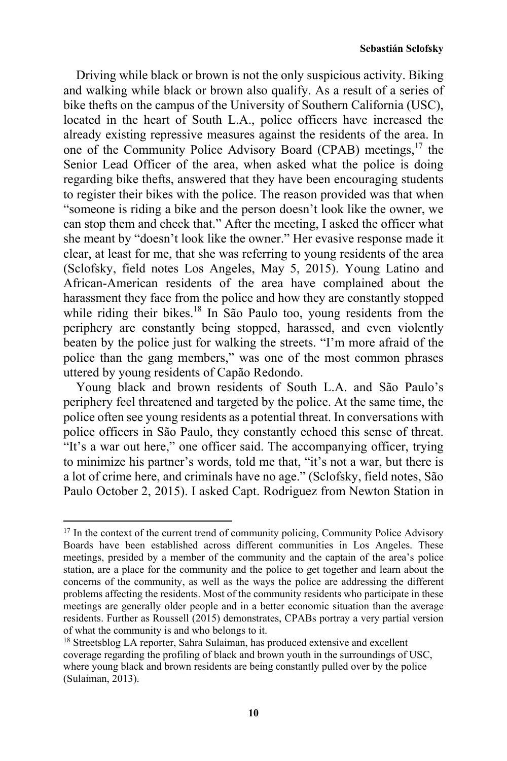Driving while black or brown is not the only suspicious activity. Biking and walking while black or brown also qualify. As a result of a series of bike thefts on the campus of the University of Southern California (USC), located in the heart of South L.A., police officers have increased the already existing repressive measures against the residents of the area. In one of the Community Police Advisory Board (CPAB) meetings,[17] the Senior Lead Officer of the area, when asked what the police is doing regarding bike thefts, answered that they have been encouraging students to register their bikes with the police. The reason provided was that when "someone is riding a bike and the person doesn't look like the owner, we can stop them and check that." After the meeting, I asked the officer what she meant by "doesn't look like the owner." Her evasive response made it clear, at least for me, that she was referring to young residents of the area (Sclofsky, field notes Los Angeles, May 5, 2015). Young Latino and African-American residents of the area have complained about the harassment they face from the police and how they are constantly stopped while riding their bikes.[18] In São Paulo too, young residents from the periphery are constantly being stopped, harassed, and even violently beaten by the police just for walking the streets. "I'm more afraid of the police than the gang members," was one of the most common phrases uttered by young residents of Capão Redondo.

Young black and brown residents of South L.A. and São Paulo's periphery feel threatened and targeted by the police. At the same time, the police often see young residents as a potential threat. In conversations with police officers in São Paulo, they constantly echoed this sense of threat. "It's a war out here," one officer said. The accompanying officer, trying to minimize his partner's words, told me that, "it's not a war, but there is a lot of crime here, and criminals have no age." (Sclofsky, field notes, São Paulo October 2, 2015). I asked Capt. Rodriguez from Newton Station in

---

[17] In the context of the current trend of community policing, Community Police Advisory Boards have been established across different communities in Los Angeles. These meetings, presided by a member of the community and the captain of the area's police station, are a place for the community and the police to get together and learn about the concerns of the community, as well as the ways the police are addressing the different problems affecting the residents. Most of the community residents who participate in these meetings are generally older people and in a better economic situation than the average residents. Further as Roussell (2015) demonstrates, CPABs portray a very partial version of what the community is and who belongs to it.

[18] Streetsblog LA reporter, Sahra Sulaiman, has produced extensive and excellent coverage regarding the profiling of black and brown youth in the surroundings of USC, where young black and brown residents are being constantly pulled over by the police (Sulaiman, 2013).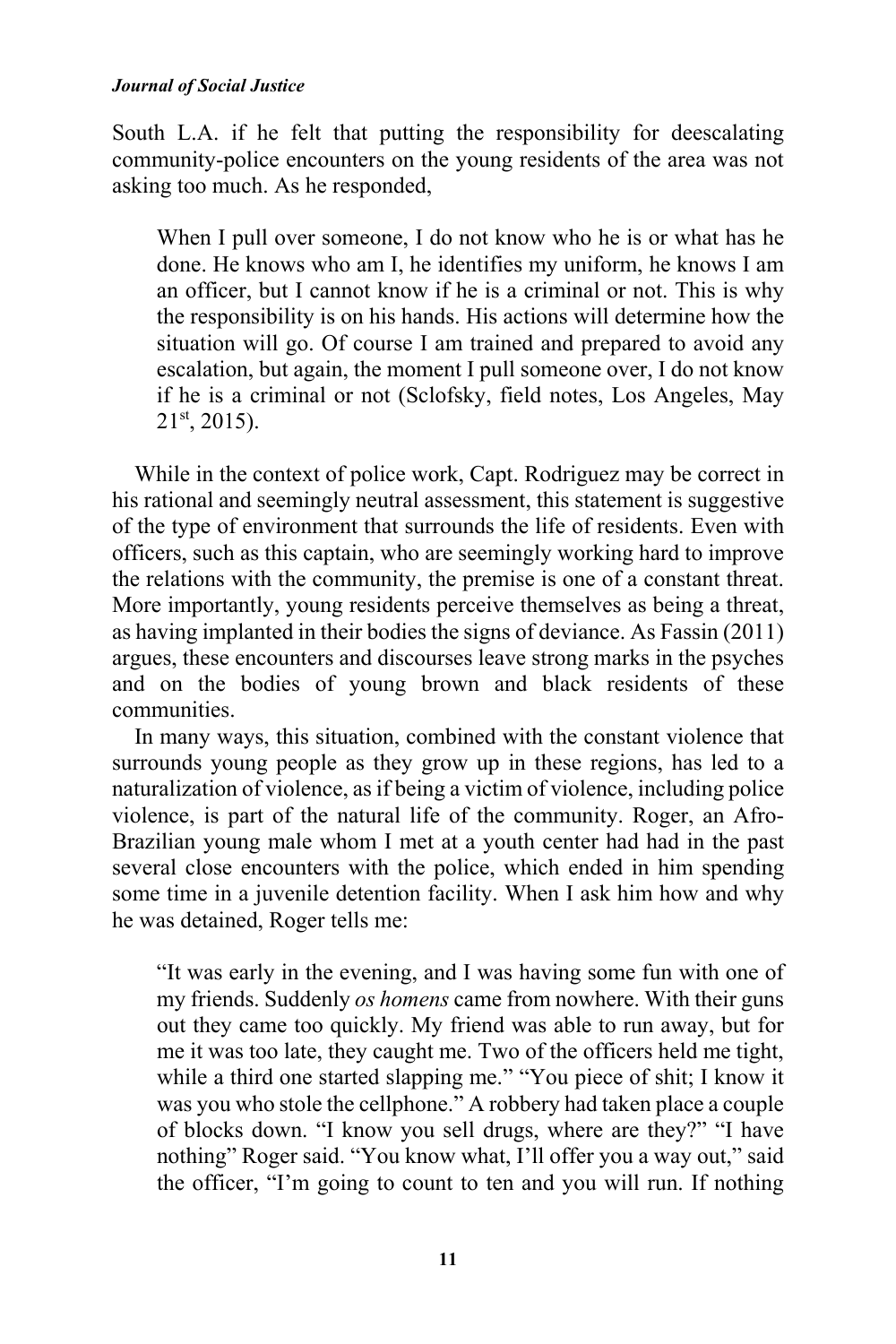South L.A. if he felt that putting the responsibility for deescalating community-police encounters on the young residents of the area was not asking too much. As he responded,

> When I pull over someone, I do not know who he is or what has he done. He knows who am I, he identifies my uniform, he knows I am an officer, but I cannot know if he is a criminal or not. This is why the responsibility is on his hands. His actions will determine how the situation will go. Of course I am trained and prepared to avoid any escalation, but again, the moment I pull someone over, I do not know if he is a criminal or not (Sclofsky, field notes, Los Angeles, May 21st, 2015).

While in the context of police work, Capt. Rodriguez may be correct in his rational and seemingly neutral assessment, this statement is suggestive of the type of environment that surrounds the life of residents. Even with officers, such as this captain, who are seemingly working hard to improve the relations with the community, the premise is one of a constant threat. More importantly, young residents perceive themselves as being a threat, as having implanted in their bodies the signs of deviance. As Fassin (2011) argues, these encounters and discourses leave strong marks in the psyches and on the bodies of young brown and black residents of these communities.

In many ways, this situation, combined with the constant violence that surrounds young people as they grow up in these regions, has led to a naturalization of violence, as if being a victim of violence, including police violence, is part of the natural life of the community. Roger, an Afro-Brazilian young male whom I met at a youth center had had in the past several close encounters with the police, which ended in him spending some time in a juvenile detention facility. When I ask him how and why he was detained, Roger tells me:

> "It was early in the evening, and I was having some fun with one of my friends. Suddenly *os homens* came from nowhere. With their guns out they came too quickly. My friend was able to run away, but for me it was too late, they caught me. Two of the officers held me tight, while a third one started slapping me." "You piece of shit; I know it was you who stole the cellphone." A robbery had taken place a couple of blocks down. "I know you sell drugs, where are they?" "I have nothing" Roger said. "You know what, I'll offer you a way out," said the officer, "I'm going to count to ten and you will run. If nothing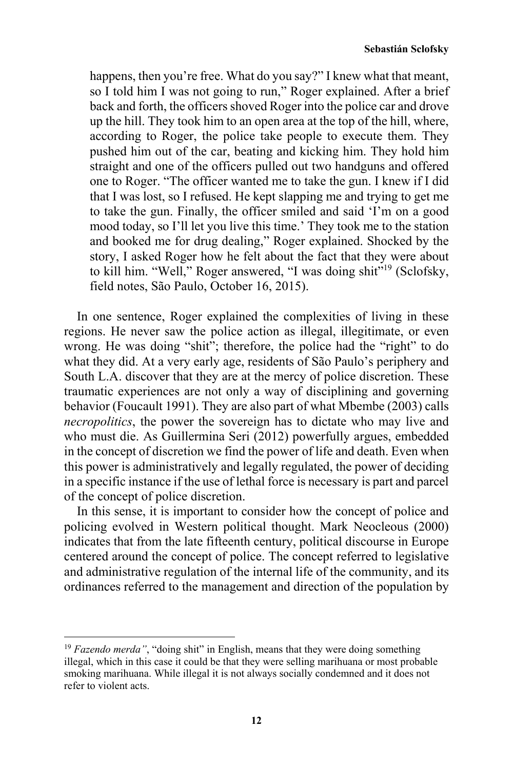> happens, then you're free. What do you say?" I knew what that meant, so I told him I was not going to run," Roger explained. After a brief back and forth, the officers shoved Roger into the police car and drove up the hill. They took him to an open area at the top of the hill, where, according to Roger, the police take people to execute them. They pushed him out of the car, beating and kicking him. They hold him straight and one of the officers pulled out two handguns and offered one to Roger. "The officer wanted me to take the gun. I knew if I did that I was lost, so I refused. He kept slapping me and trying to get me to take the gun. Finally, the officer smiled and said 'I'm on a good mood today, so I'll let you live this time.' They took me to the station and booked me for drug dealing," Roger explained. Shocked by the story, I asked Roger how he felt about the fact that they were about to kill him. "Well," Roger answered, "I was doing shit"[19] (Sclofsky, field notes, São Paulo, October 16, 2015).

In one sentence, Roger explained the complexities of living in these regions. He never saw the police action as illegal, illegitimate, or even wrong. He was doing "shit"; therefore, the police had the "right" to do what they did. At a very early age, residents of São Paulo's periphery and South L.A. discover that they are at the mercy of police discretion. These traumatic experiences are not only a way of disciplining and governing behavior (Foucault 1991). They are also part of what Mbembe (2003) calls *necropolitics*, the power the sovereign has to dictate who may live and who must die. As Guillermina Seri (2012) powerfully argues, embedded in the concept of discretion we find the power of life and death. Even when this power is administratively and legally regulated, the power of deciding in a specific instance if the use of lethal force is necessary is part and parcel of the concept of police discretion.

In this sense, it is important to consider how the concept of police and policing evolved in Western political thought. Mark Neocleous (2000) indicates that from the late fifteenth century, political discourse in Europe centered around the concept of police. The concept referred to legislative and administrative regulation of the internal life of the community, and its ordinances referred to the management and direction of the population by

---

[19] *Fazendo merda"*, "doing shit" in English, means that they were doing something illegal, which in this case it could be that they were selling marihuana or most probable smoking marihuana. While illegal it is not always socially condemned and it does not refer to violent acts.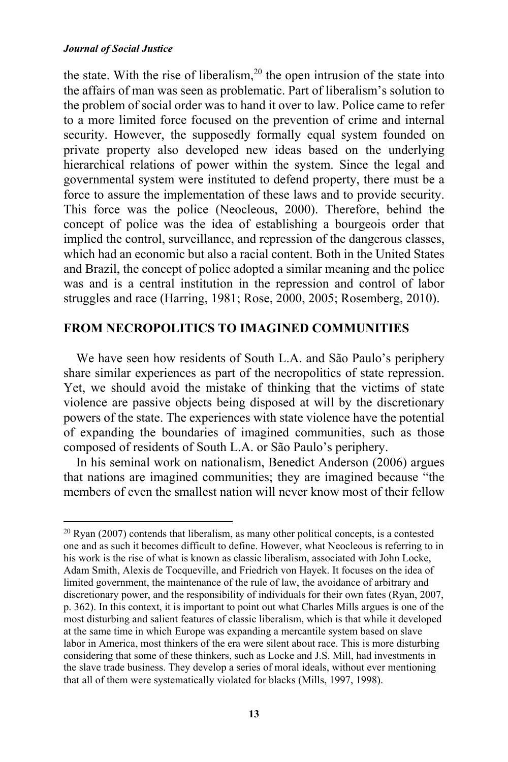the state. With the rise of liberalism,[20] the open intrusion of the state into the affairs of man was seen as problematic. Part of liberalism's solution to the problem of social order was to hand it over to law. Police came to refer to a more limited force focused on the prevention of crime and internal security. However, the supposedly formally equal system founded on private property also developed new ideas based on the underlying hierarchical relations of power within the system. Since the legal and governmental system were instituted to defend property, there must be a force to assure the implementation of these laws and to provide security. This force was the police (Neocleous, 2000). Therefore, behind the concept of police was the idea of establishing a bourgeois order that implied the control, surveillance, and repression of the dangerous classes, which had an economic but also a racial content. Both in the United States and Brazil, the concept of police adopted a similar meaning and the police was and is a central institution in the repression and control of labor struggles and race (Harring, 1981; Rose, 2000, 2005; Rosemberg, 2010).

## FROM NECROPOLITICS TO IMAGINED COMMUNITIES

We have seen how residents of South L.A. and São Paulo's periphery share similar experiences as part of the necropolitics of state repression. Yet, we should avoid the mistake of thinking that the victims of state violence are passive objects being disposed at will by the discretionary powers of the state. The experiences with state violence have the potential of expanding the boundaries of imagined communities, such as those composed of residents of South L.A. or São Paulo's periphery.

In his seminal work on nationalism, Benedict Anderson (2006) argues that nations are imagined communities; they are imagined because "the members of even the smallest nation will never know most of their fellow

[20] Ryan (2007) contends that liberalism, as many other political concepts, is a contested one and as such it becomes difficult to define. However, what Neocleous is referring to in his work is the rise of what is known as classic liberalism, associated with John Locke, Adam Smith, Alexis de Tocqueville, and Friedrich von Hayek. It focuses on the idea of limited government, the maintenance of the rule of law, the avoidance of arbitrary and discretionary power, and the responsibility of individuals for their own fates (Ryan, 2007, p. 362). In this context, it is important to point out what Charles Mills argues is one of the most disturbing and salient features of classic liberalism, which is that while it developed at the same time in which Europe was expanding a mercantile system based on slave labor in America, most thinkers of the era were silent about race. This is more disturbing considering that some of these thinkers, such as Locke and J.S. Mill, had investments in the slave trade business. They develop a series of moral ideals, without ever mentioning that all of them were systematically violated for blacks (Mills, 1997, 1998).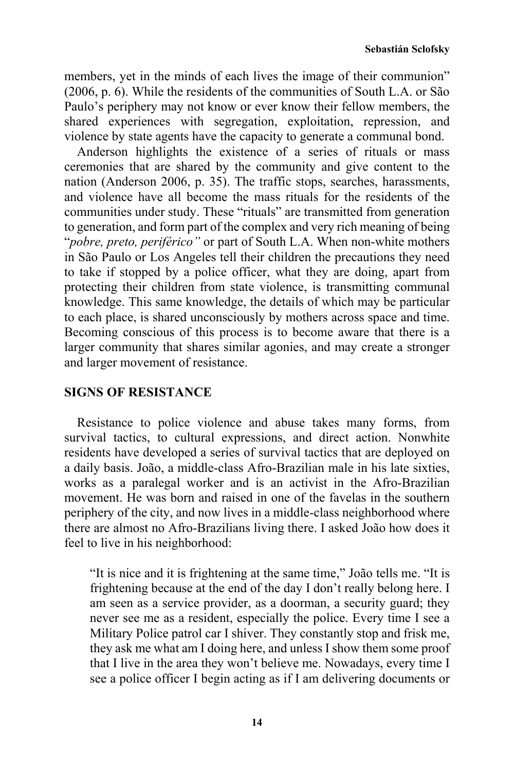members, yet in the minds of each lives the image of their communion" (2006, p. 6). While the residents of the communities of South L.A. or São Paulo's periphery may not know or ever know their fellow members, the shared experiences with segregation, exploitation, repression, and violence by state agents have the capacity to generate a communal bond.

Anderson highlights the existence of a series of rituals or mass ceremonies that are shared by the community and give content to the nation (Anderson 2006, p. 35). The traffic stops, searches, harassments, and violence have all become the mass rituals for the residents of the communities under study. These "rituals" are transmitted from generation to generation, and form part of the complex and very rich meaning of being "*pobre, preto, periférico"* or part of South L.A. When non-white mothers in São Paulo or Los Angeles tell their children the precautions they need to take if stopped by a police officer, what they are doing, apart from protecting their children from state violence, is transmitting communal knowledge. This same knowledge, the details of which may be particular to each place, is shared unconsciously by mothers across space and time. Becoming conscious of this process is to become aware that there is a larger community that shares similar agonies, and may create a stronger and larger movement of resistance.

## SIGNS OF RESISTANCE

Resistance to police violence and abuse takes many forms, from survival tactics, to cultural expressions, and direct action. Nonwhite residents have developed a series of survival tactics that are deployed on a daily basis. João, a middle-class Afro-Brazilian male in his late sixties, works as a paralegal worker and is an activist in the Afro-Brazilian movement. He was born and raised in one of the favelas in the southern periphery of the city, and now lives in a middle-class neighborhood where there are almost no Afro-Brazilians living there. I asked João how does it feel to live in his neighborhood:

> "It is nice and it is frightening at the same time," João tells me. "It is frightening because at the end of the day I don't really belong here. I am seen as a service provider, as a doorman, a security guard; they never see me as a resident, especially the police. Every time I see a Military Police patrol car I shiver. They constantly stop and frisk me, they ask me what am I doing here, and unless I show them some proof that I live in the area they won't believe me. Nowadays, every time I see a police officer I begin acting as if I am delivering documents or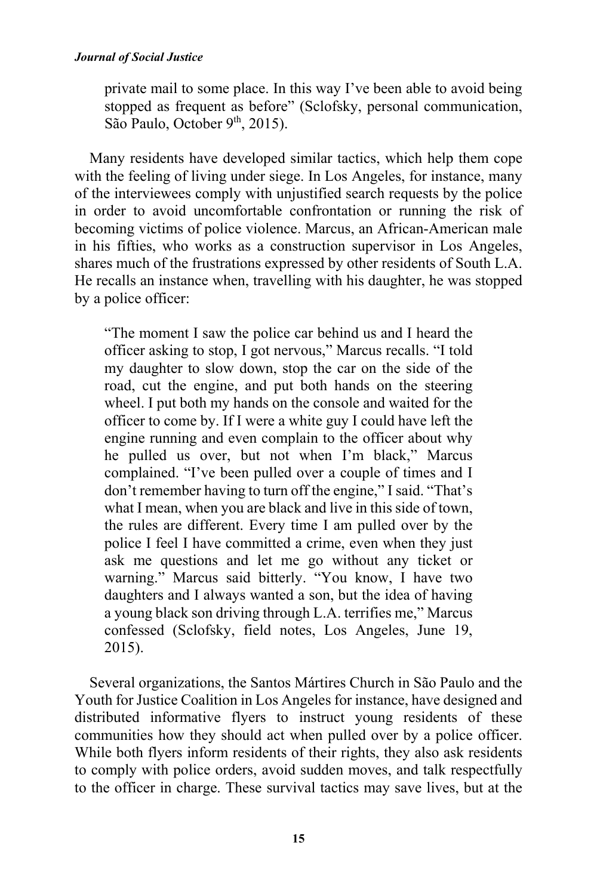private mail to some place. In this way I've been able to avoid being stopped as frequent as before" (Sclofsky, personal communication, São Paulo, October 9th, 2015).

Many residents have developed similar tactics, which help them cope with the feeling of living under siege. In Los Angeles, for instance, many of the interviewees comply with unjustified search requests by the police in order to avoid uncomfortable confrontation or running the risk of becoming victims of police violence. Marcus, an African-American male in his fifties, who works as a construction supervisor in Los Angeles, shares much of the frustrations expressed by other residents of South L.A. He recalls an instance when, travelling with his daughter, he was stopped by a police officer:

> "The moment I saw the police car behind us and I heard the officer asking to stop, I got nervous," Marcus recalls. "I told my daughter to slow down, stop the car on the side of the road, cut the engine, and put both hands on the steering wheel. I put both my hands on the console and waited for the officer to come by. If I were a white guy I could have left the engine running and even complain to the officer about why he pulled us over, but not when I'm black," Marcus complained. "I've been pulled over a couple of times and I don't remember having to turn off the engine," I said. "That's what I mean, when you are black and live in this side of town, the rules are different. Every time I am pulled over by the police I feel I have committed a crime, even when they just ask me questions and let me go without any ticket or warning." Marcus said bitterly. "You know, I have two daughters and I always wanted a son, but the idea of having a young black son driving through L.A. terrifies me," Marcus confessed (Sclofsky, field notes, Los Angeles, June 19, 2015).

Several organizations, the Santos Mártires Church in São Paulo and the Youth for Justice Coalition in Los Angeles for instance, have designed and distributed informative flyers to instruct young residents of these communities how they should act when pulled over by a police officer. While both flyers inform residents of their rights, they also ask residents to comply with police orders, avoid sudden moves, and talk respectfully to the officer in charge. These survival tactics may save lives, but at the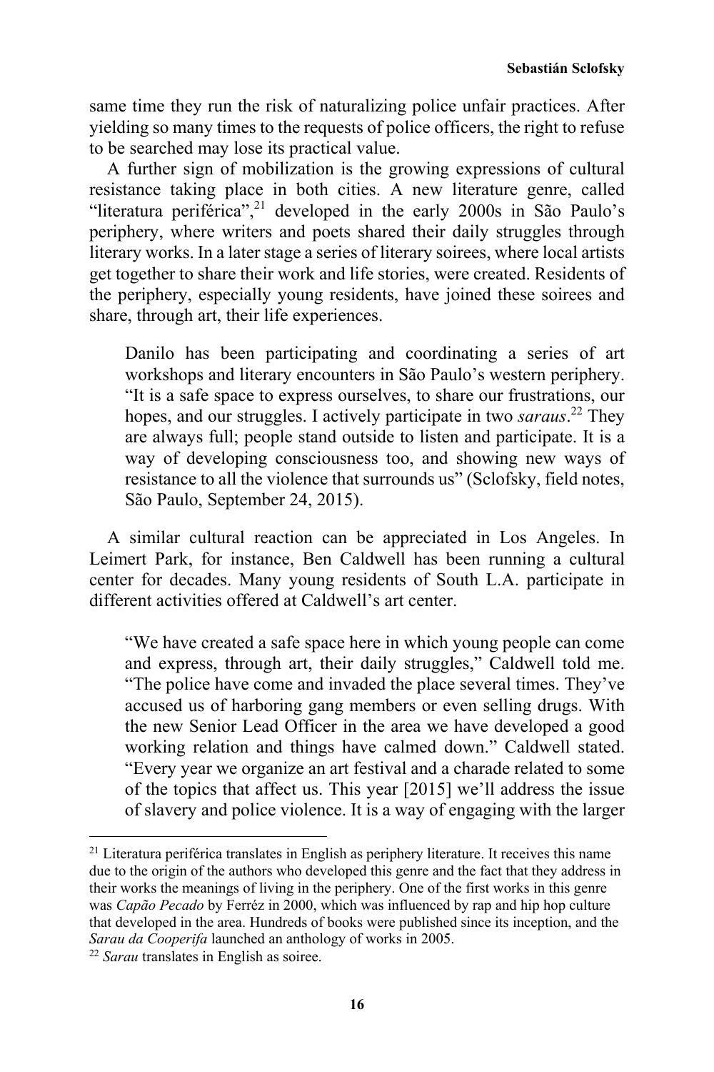same time they run the risk of naturalizing police unfair practices. After yielding so many times to the requests of police officers, the right to refuse to be searched may lose its practical value.

A further sign of mobilization is the growing expressions of cultural resistance taking place in both cities. A new literature genre, called "literatura periférica",[21] developed in the early 2000s in São Paulo's periphery, where writers and poets shared their daily struggles through literary works. In a later stage a series of literary soirees, where local artists get together to share their work and life stories, were created. Residents of the periphery, especially young residents, have joined these soirees and share, through art, their life experiences.

> Danilo has been participating and coordinating a series of art workshops and literary encounters in São Paulo's western periphery. "It is a safe space to express ourselves, to share our frustrations, our hopes, and our struggles. I actively participate in two *saraus*.[22] They are always full; people stand outside to listen and participate. It is a way of developing consciousness too, and showing new ways of resistance to all the violence that surrounds us" (Sclofsky, field notes, São Paulo, September 24, 2015).

A similar cultural reaction can be appreciated in Los Angeles. In Leimert Park, for instance, Ben Caldwell has been running a cultural center for decades. Many young residents of South L.A. participate in different activities offered at Caldwell's art center.

> "We have created a safe space here in which young people can come and express, through art, their daily struggles," Caldwell told me. "The police have come and invaded the place several times. They've accused us of harboring gang members or even selling drugs. With the new Senior Lead Officer in the area we have developed a good working relation and things have calmed down." Caldwell stated. "Every year we organize an art festival and a charade related to some of the topics that affect us. This year [2015] we'll address the issue of slavery and police violence. It is a way of engaging with the larger

---

[21] Literatura periférica translates in English as periphery literature. It receives this name due to the origin of the authors who developed this genre and the fact that they address in their works the meanings of living in the periphery. One of the first works in this genre was *Capão Pecado* by Ferréz in 2000, which was influenced by rap and hip hop culture that developed in the area. Hundreds of books were published since its inception, and the *Sarau da Cooperifa* launched an anthology of works in 2005.

[22] *Sarau* translates in English as soiree.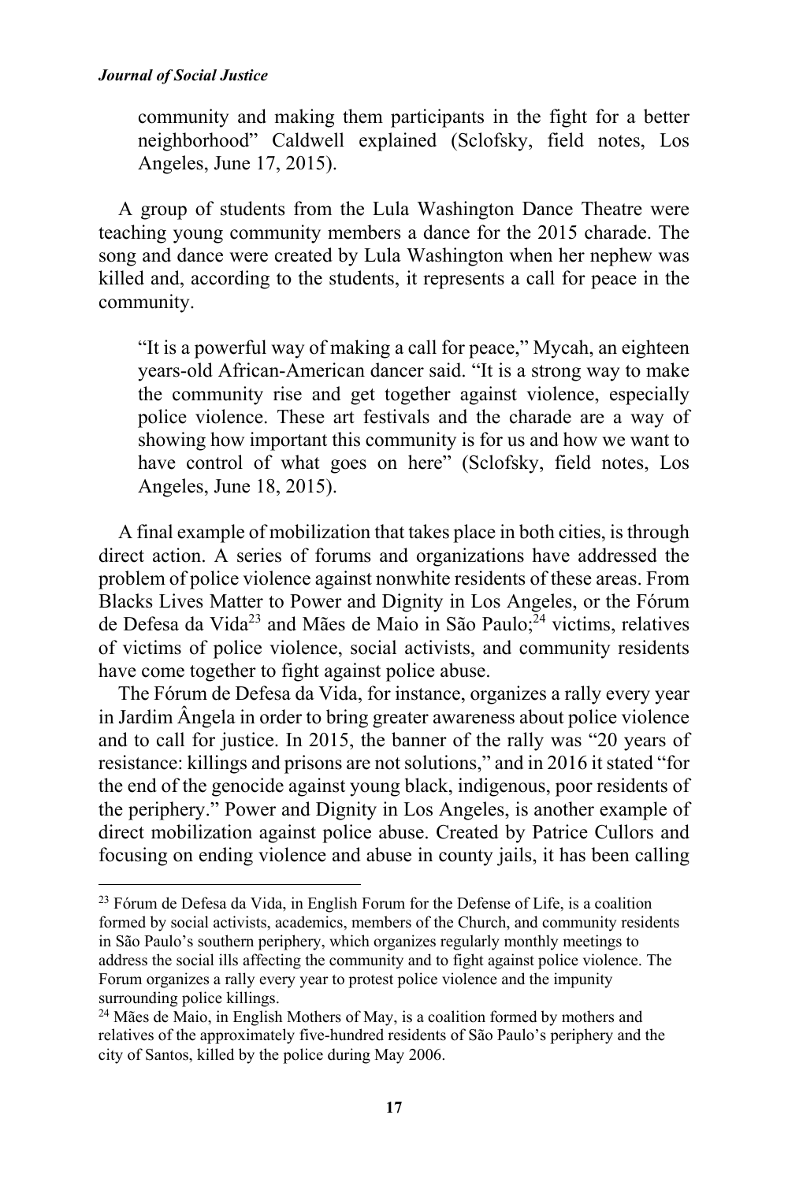> community and making them participants in the fight for a better neighborhood" Caldwell explained (Sclofsky, field notes, Los Angeles, June 17, 2015).

A group of students from the Lula Washington Dance Theatre were teaching young community members a dance for the 2015 charade. The song and dance were created by Lula Washington when her nephew was killed and, according to the students, it represents a call for peace in the community.

> "It is a powerful way of making a call for peace," Mycah, an eighteen years-old African-American dancer said. "It is a strong way to make the community rise and get together against violence, especially police violence. These art festivals and the charade are a way of showing how important this community is for us and how we want to have control of what goes on here" (Sclofsky, field notes, Los Angeles, June 18, 2015).

A final example of mobilization that takes place in both cities, is through direct action. A series of forums and organizations have addressed the problem of police violence against nonwhite residents of these areas. From Blacks Lives Matter to Power and Dignity in Los Angeles, or the Fórum de Defesa da Vida[23] and Mães de Maio in São Paulo;[24] victims, relatives of victims of police violence, social activists, and community residents have come together to fight against police abuse.

The Fórum de Defesa da Vida, for instance, organizes a rally every year in Jardim Ângela in order to bring greater awareness about police violence and to call for justice. In 2015, the banner of the rally was "20 years of resistance: killings and prisons are not solutions," and in 2016 it stated "for the end of the genocide against young black, indigenous, poor residents of the periphery." Power and Dignity in Los Angeles, is another example of direct mobilization against police abuse. Created by Patrice Cullors and focusing on ending violence and abuse in county jails, it has been calling

---

[23] Fórum de Defesa da Vida, in English Forum for the Defense of Life, is a coalition formed by social activists, academics, members of the Church, and community residents in São Paulo's southern periphery, which organizes regularly monthly meetings to address the social ills affecting the community and to fight against police violence. The Forum organizes a rally every year to protest police violence and the impunity surrounding police killings.

[24] Mães de Maio, in English Mothers of May, is a coalition formed by mothers and relatives of the approximately five-hundred residents of São Paulo's periphery and the city of Santos, killed by the police during May 2006.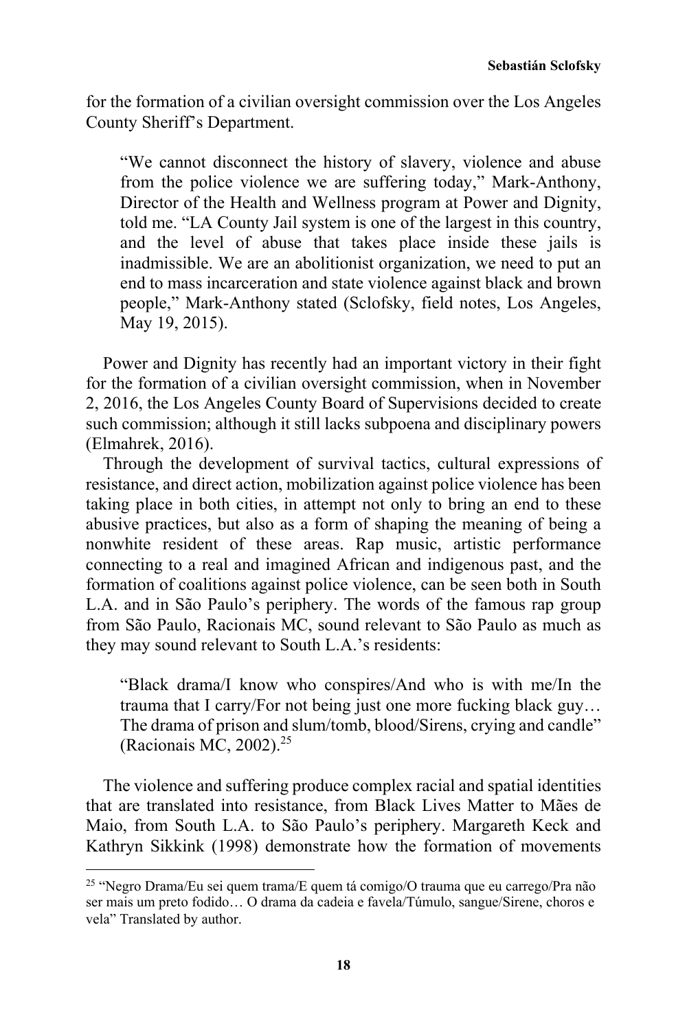for the formation of a civilian oversight commission over the Los Angeles County Sheriff's Department.

> "We cannot disconnect the history of slavery, violence and abuse from the police violence we are suffering today," Mark-Anthony, Director of the Health and Wellness program at Power and Dignity, told me. "LA County Jail system is one of the largest in this country, and the level of abuse that takes place inside these jails is inadmissible. We are an abolitionist organization, we need to put an end to mass incarceration and state violence against black and brown people," Mark-Anthony stated (Sclofsky, field notes, Los Angeles, May 19, 2015).

Power and Dignity has recently had an important victory in their fight for the formation of a civilian oversight commission, when in November 2, 2016, the Los Angeles County Board of Supervisions decided to create such commission; although it still lacks subpoena and disciplinary powers (Elmahrek, 2016).

Through the development of survival tactics, cultural expressions of resistance, and direct action, mobilization against police violence has been taking place in both cities, in attempt not only to bring an end to these abusive practices, but also as a form of shaping the meaning of being a nonwhite resident of these areas. Rap music, artistic performance connecting to a real and imagined African and indigenous past, and the formation of coalitions against police violence, can be seen both in South L.A. and in São Paulo's periphery. The words of the famous rap group from São Paulo, Racionais MC, sound relevant to São Paulo as much as they may sound relevant to South L.A.'s residents:

> "Black drama/I know who conspires/And who is with me/In the trauma that I carry/For not being just one more fucking black guy… The drama of prison and slum/tomb, blood/Sirens, crying and candle" (Racionais MC, 2002).[25]

The violence and suffering produce complex racial and spatial identities that are translated into resistance, from Black Lives Matter to Mães de Maio, from South L.A. to São Paulo's periphery. Margareth Keck and Kathryn Sikkink (1998) demonstrate how the formation of movements

---

[25] "Negro Drama/Eu sei quem trama/E quem tá comigo/O trauma que eu carrego/Pra não ser mais um preto fodido… O drama da cadeia e favela/Túmulo, sangue/Sirene, choros e vela" Translated by author.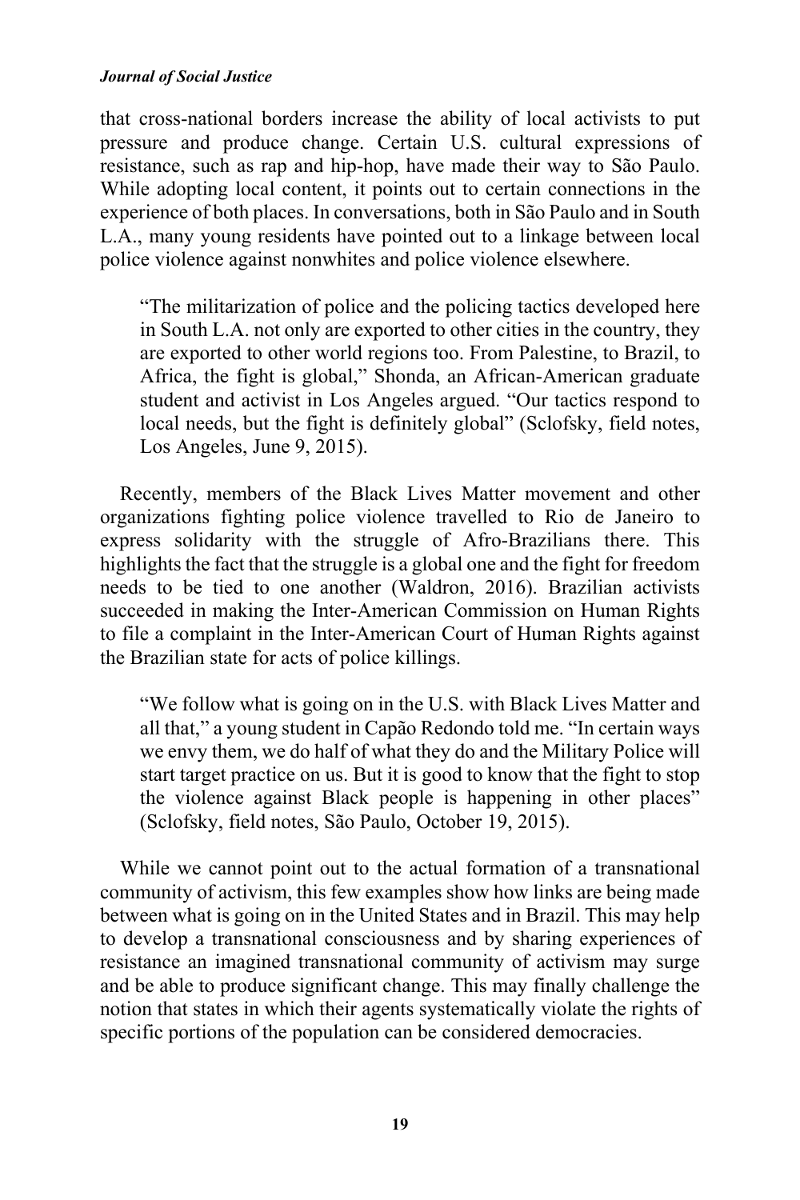that cross-national borders increase the ability of local activists to put pressure and produce change. Certain U.S. cultural expressions of resistance, such as rap and hip-hop, have made their way to São Paulo. While adopting local content, it points out to certain connections in the experience of both places. In conversations, both in São Paulo and in South L.A., many young residents have pointed out to a linkage between local police violence against nonwhites and police violence elsewhere.

> "The militarization of police and the policing tactics developed here in South L.A. not only are exported to other cities in the country, they are exported to other world regions too. From Palestine, to Brazil, to Africa, the fight is global," Shonda, an African-American graduate student and activist in Los Angeles argued. "Our tactics respond to local needs, but the fight is definitely global" (Sclofsky, field notes, Los Angeles, June 9, 2015).

Recently, members of the Black Lives Matter movement and other organizations fighting police violence travelled to Rio de Janeiro to express solidarity with the struggle of Afro-Brazilians there. This highlights the fact that the struggle is a global one and the fight for freedom needs to be tied to one another (Waldron, 2016). Brazilian activists succeeded in making the Inter-American Commission on Human Rights to file a complaint in the Inter-American Court of Human Rights against the Brazilian state for acts of police killings.

> "We follow what is going on in the U.S. with Black Lives Matter and all that," a young student in Capão Redondo told me. "In certain ways we envy them, we do half of what they do and the Military Police will start target practice on us. But it is good to know that the fight to stop the violence against Black people is happening in other places" (Sclofsky, field notes, São Paulo, October 19, 2015).

While we cannot point out to the actual formation of a transnational community of activism, this few examples show how links are being made between what is going on in the United States and in Brazil. This may help to develop a transnational consciousness and by sharing experiences of resistance an imagined transnational community of activism may surge and be able to produce significant change. This may finally challenge the notion that states in which their agents systematically violate the rights of specific portions of the population can be considered democracies.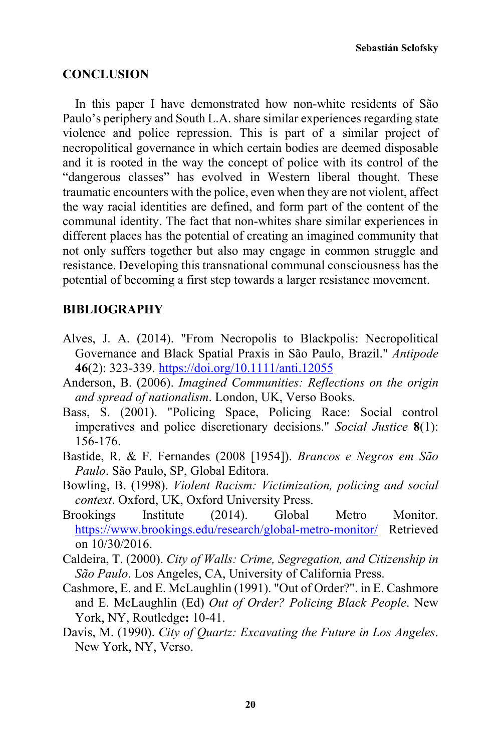## CONCLUSION

In this paper I have demonstrated how non-white residents of São Paulo's periphery and South L.A. share similar experiences regarding state violence and police repression. This is part of a similar project of necropolitical governance in which certain bodies are deemed disposable and it is rooted in the way the concept of police with its control of the "dangerous classes" has evolved in Western liberal thought. These traumatic encounters with the police, even when they are not violent, affect the way racial identities are defined, and form part of the content of the communal identity. The fact that non-whites share similar experiences in different places has the potential of creating an imagined community that not only suffers together but also may engage in common struggle and resistance. Developing this transnational communal consciousness has the potential of becoming a first step towards a larger resistance movement.

## BIBLIOGRAPHY

Alves, J. A. (2014). "From Necropolis to Blackpolis: Necropolitical Governance and Black Spatial Praxis in São Paulo, Brazil." *Antipode* **46**(2): 323-339. https://doi.org/10.1111/anti.12055

Anderson, B. (2006). *Imagined Communities: Reflections on the origin and spread of nationalism*. London, UK, Verso Books.

Bass, S. (2001). "Policing Space, Policing Race: Social control imperatives and police discretionary decisions." *Social Justice* **8**(1): 156-176.

Bastide, R. & F. Fernandes (2008 [1954]). *Brancos e Negros em São Paulo*. São Paulo, SP, Global Editora.

Bowling, B. (1998). *Violent Racism: Victimization, policing and social context*. Oxford, UK, Oxford University Press.

Brookings Institute (2014). Global Metro Monitor. https://www.brookings.edu/research/global-metro-monitor/ Retrieved on 10/30/2016.

Caldeira, T. (2000). *City of Walls: Crime, Segregation, and Citizenship in São Paulo*. Los Angeles, CA, University of California Press.

Cashmore, E. and E. McLaughlin (1991). "Out of Order?". in E. Cashmore and E. McLaughlin (Ed) *Out of Order? Policing Black People*. New York, NY, Routledge**:** 10-41.

Davis, M. (1990). *City of Quartz: Excavating the Future in Los Angeles*. New York, NY, Verso.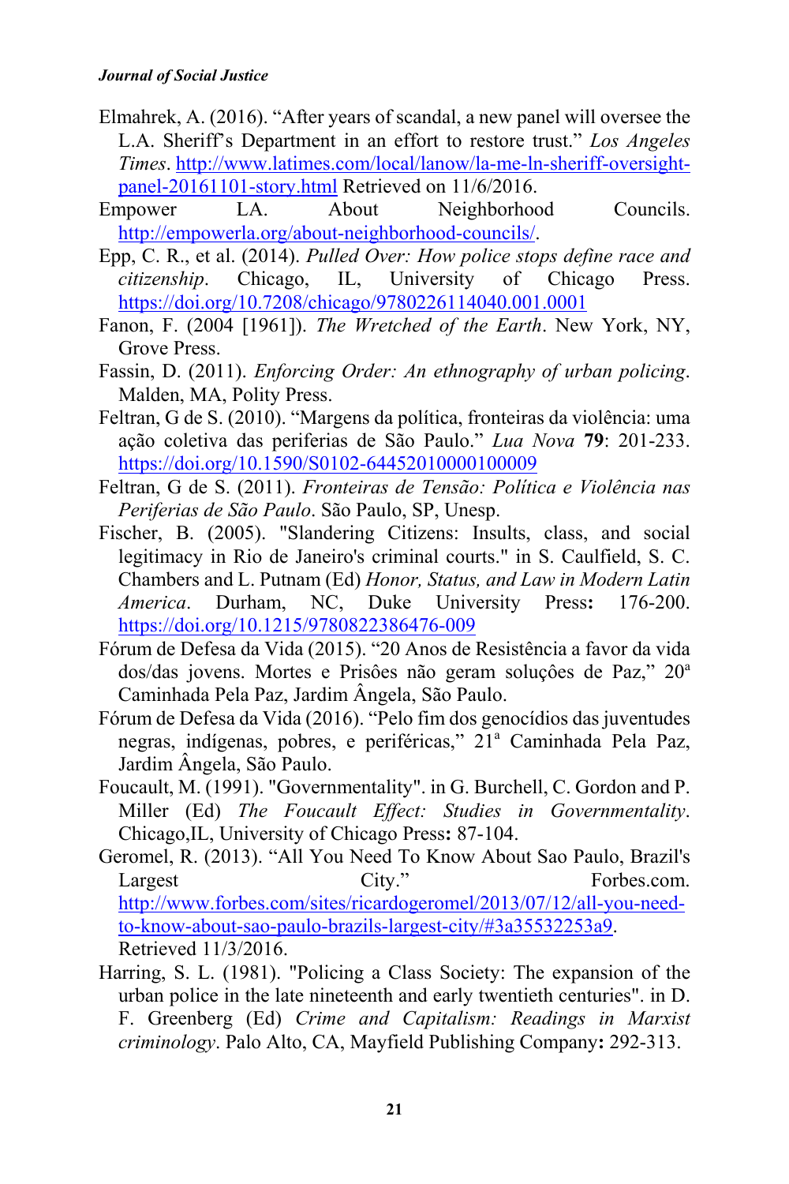Elmahrek, A. (2016). “After years of scandal, a new panel will oversee the L.A. Sheriff’s Department in an effort to restore trust.” *Los Angeles Times*. http://www.latimes.com/local/lanow/la-me-ln-sheriff-oversight-panel-20161101-story.html Retrieved on 11/6/2016.

Empower LA. About Neighborhood Councils. http://empowerla.org/about-neighborhood-councils/.

Epp, C. R., et al. (2014). *Pulled Over: How police stops define race and citizenship*. Chicago, IL, University of Chicago Press. https://doi.org/10.7208/chicago/9780226114040.001.0001

Fanon, F. (2004 [1961]). *The Wretched of the Earth*. New York, NY, Grove Press.

Fassin, D. (2011). *Enforcing Order: An ethnography of urban policing*. Malden, MA, Polity Press.

Feltran, G de S. (2010). “Margens da política, fronteiras da violência: uma ação coletiva das periferias de São Paulo.” *Lua Nova* **79**: 201-233. https://doi.org/10.1590/S0102-64452010000100009

Feltran, G de S. (2011). *Fronteiras de Tensão: Política e Violência nas Periferias de São Paulo*. São Paulo, SP, Unesp.

Fischer, B. (2005). "Slandering Citizens: Insults, class, and social legitimacy in Rio de Janeiro's criminal courts." in S. Caulfield, S. C. Chambers and L. Putnam (Ed) *Honor, Status, and Law in Modern Latin America*. Durham, NC, Duke University Press**:** 176-200. https://doi.org/10.1215/9780822386476-009

Fórum de Defesa da Vida (2015). “20 Anos de Resistência a favor da vida dos/das jovens. Mortes e Prisões não geram soluções de Paz,” 20ª Caminhada Pela Paz, Jardim Ângela, São Paulo.

Fórum de Defesa da Vida (2016). “Pelo fim dos genocídios das juventudes negras, indígenas, pobres, e periféricas,” 21ª Caminhada Pela Paz, Jardim Ângela, São Paulo.

Foucault, M. (1991). "Governmentality". in G. Burchell, C. Gordon and P. Miller (Ed) *The Foucault Effect: Studies in Governmentality*. Chicago,IL, University of Chicago Press**:** 87-104.

Geromel, R. (2013). “All You Need To Know About Sao Paulo, Brazil's Largest City.” Forbes.com. http://www.forbes.com/sites/ricardogeromel/2013/07/12/all-you-need-to-know-about-sao-paulo-brazils-largest-city/#3a35532253a9. Retrieved 11/3/2016.

Harring, S. L. (1981). "Policing a Class Society: The expansion of the urban police in the late nineteenth and early twentieth centuries". in D. F. Greenberg (Ed) *Crime and Capitalism: Readings in Marxist criminology*. Palo Alto, CA, Mayfield Publishing Company**:** 292-313.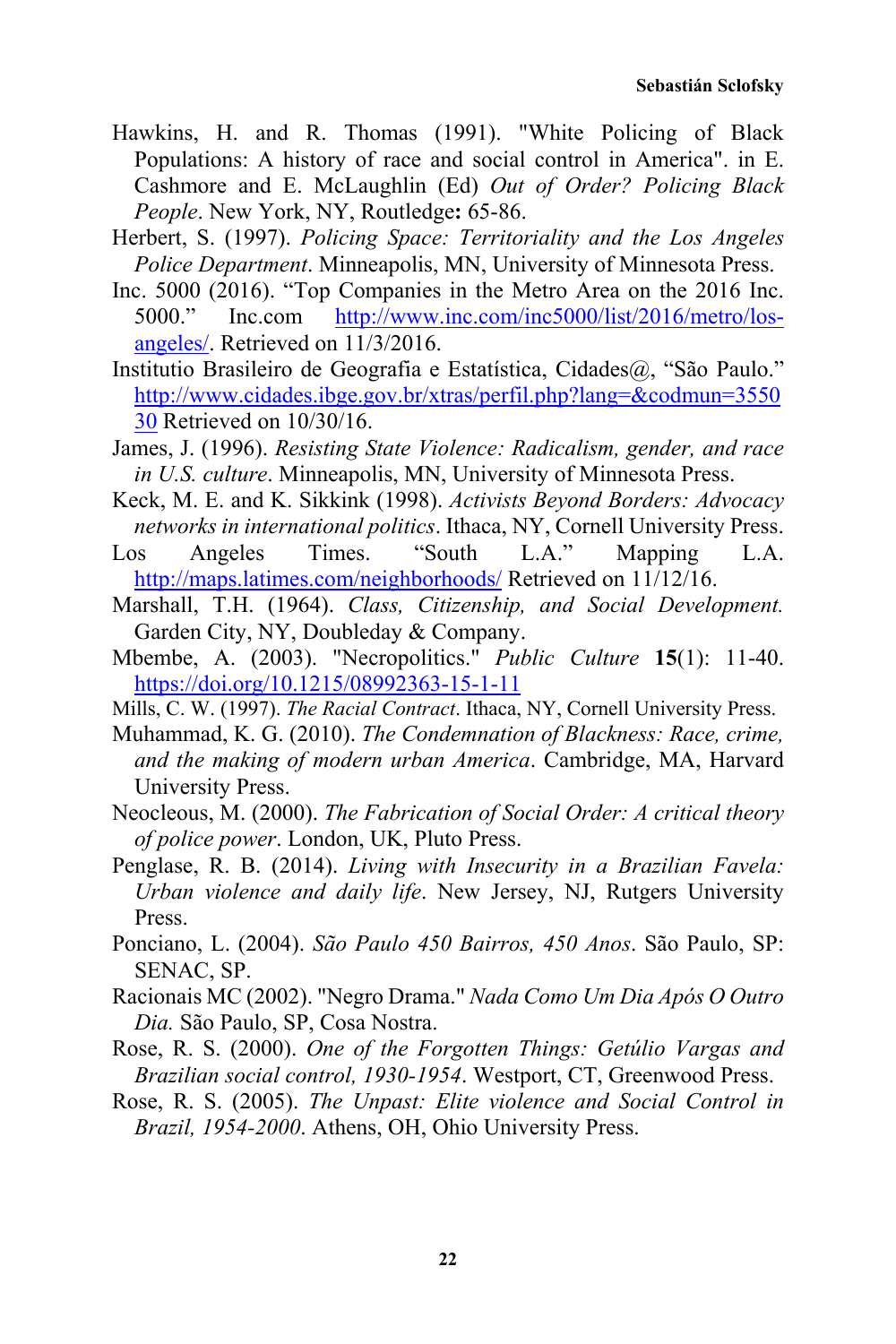Hawkins, H. and R. Thomas (1991). "White Policing of Black Populations: A history of race and social control in America". in E. Cashmore and E. McLaughlin (Ed) *Out of Order? Policing Black People*. New York, NY, Routledge**:** 65-86.

Herbert, S. (1997). *Policing Space: Territoriality and the Los Angeles Police Department*. Minneapolis, MN, University of Minnesota Press.

Inc. 5000 (2016). "Top Companies in the Metro Area on the 2016 Inc. 5000." Inc.com http://www.inc.com/inc5000/list/2016/metro/los-angeles/. Retrieved on 11/3/2016.

Institutio Brasileiro de Geografia e Estatística, Cidades@, "São Paulo." http://www.cidades.ibge.gov.br/xtras/perfil.php?lang=&codmun=355030 Retrieved on 10/30/16.

James, J. (1996). *Resisting State Violence: Radicalism, gender, and race in U.S. culture*. Minneapolis, MN, University of Minnesota Press.

Keck, M. E. and K. Sikkink (1998). *Activists Beyond Borders: Advocacy networks in international politics*. Ithaca, NY, Cornell University Press.

Los Angeles Times. "South L.A." Mapping L.A. http://maps.latimes.com/neighborhoods/ Retrieved on 11/12/16.

Marshall, T.H. (1964). *Class, Citizenship, and Social Development.* Garden City, NY, Doubleday & Company.

Mbembe, A. (2003). "Necropolitics." *Public Culture* **15**(1): 11-40. https://doi.org/10.1215/08992363-15-1-11

Mills, C. W. (1997). *The Racial Contract*. Ithaca, NY, Cornell University Press.

Muhammad, K. G. (2010). *The Condemnation of Blackness: Race, crime, and the making of modern urban America*. Cambridge, MA, Harvard University Press.

Neocleous, M. (2000). *The Fabrication of Social Order: A critical theory of police power*. London, UK, Pluto Press.

Penglase, R. B. (2014). *Living with Insecurity in a Brazilian Favela: Urban violence and daily life*. New Jersey, NJ, Rutgers University Press.

Ponciano, L. (2004). *São Paulo 450 Bairros, 450 Anos*. São Paulo, SP: SENAC, SP.

Racionais MC (2002). "Negro Drama." *Nada Como Um Dia Após O Outro Dia.* São Paulo, SP, Cosa Nostra.

Rose, R. S. (2000). *One of the Forgotten Things: Getúlio Vargas and Brazilian social control, 1930-1954*. Westport, CT, Greenwood Press.

Rose, R. S. (2005). *The Unpast: Elite violence and Social Control in Brazil, 1954-2000*. Athens, OH, Ohio University Press.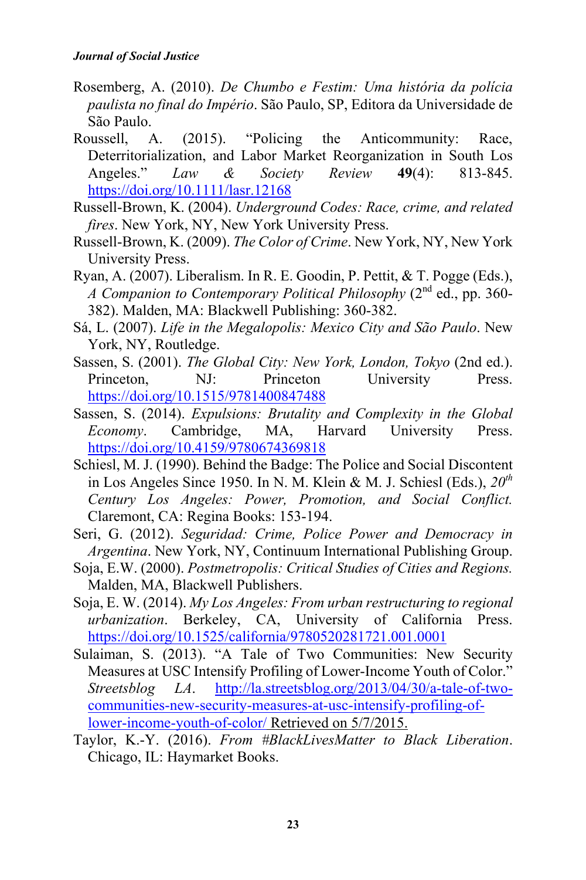Rosemberg, A. (2010). *De Chumbo e Festim: Uma história da polícia paulista no final do Império*. São Paulo, SP, Editora da Universidade de São Paulo.

Roussell, A. (2015). "Policing the Anticommunity: Race, Deterritorialization, and Labor Market Reorganization in South Los Angeles." *Law & Society Review* **49**(4): 813-845. https://doi.org/10.1111/lasr.12168

Russell-Brown, K. (2004). *Underground Codes: Race, crime, and related fires*. New York, NY, New York University Press.

Russell-Brown, K. (2009). *The Color of Crime*. New York, NY, New York University Press.

Ryan, A. (2007). Liberalism. In R. E. Goodin, P. Pettit, & T. Pogge (Eds.), *A Companion to Contemporary Political Philosophy* (2nd ed., pp. 360-382). Malden, MA: Blackwell Publishing: 360-382.

Sá, L. (2007). *Life in the Megalopolis: Mexico City and São Paulo*. New York, NY, Routledge.

Sassen, S. (2001). *The Global City: New York, London, Tokyo* (2nd ed.). Princeton, NJ: Princeton University Press. https://doi.org/10.1515/9781400847488

Sassen, S. (2014). *Expulsions: Brutality and Complexity in the Global Economy*. Cambridge, MA, Harvard University Press. https://doi.org/10.4159/9780674369818

Schiesl, M. J. (1990). Behind the Badge: The Police and Social Discontent in Los Angeles Since 1950. In N. M. Klein & M. J. Schiesl (Eds.), *20th Century Los Angeles: Power, Promotion, and Social Conflict.* Claremont, CA: Regina Books: 153-194.

Seri, G. (2012). *Seguridad: Crime, Police Power and Democracy in Argentina*. New York, NY, Continuum International Publishing Group.

Soja, E.W. (2000). *Postmetropolis: Critical Studies of Cities and Regions.* Malden, MA, Blackwell Publishers.

Soja, E. W. (2014). *My Los Angeles: From urban restructuring to regional urbanization*. Berkeley, CA, University of California Press. https://doi.org/10.1525/california/9780520281721.001.0001

Sulaiman, S. (2013). "A Tale of Two Communities: New Security Measures at USC Intensify Profiling of Lower-Income Youth of Color." *Streetsblog LA*. http://la.streetsblog.org/2013/04/30/a-tale-of-two-communities-new-security-measures-at-usc-intensify-profiling-of-lower-income-youth-of-color/ Retrieved on 5/7/2015.

Taylor, K.-Y. (2016). *From #BlackLivesMatter to Black Liberation*. Chicago, IL: Haymarket Books.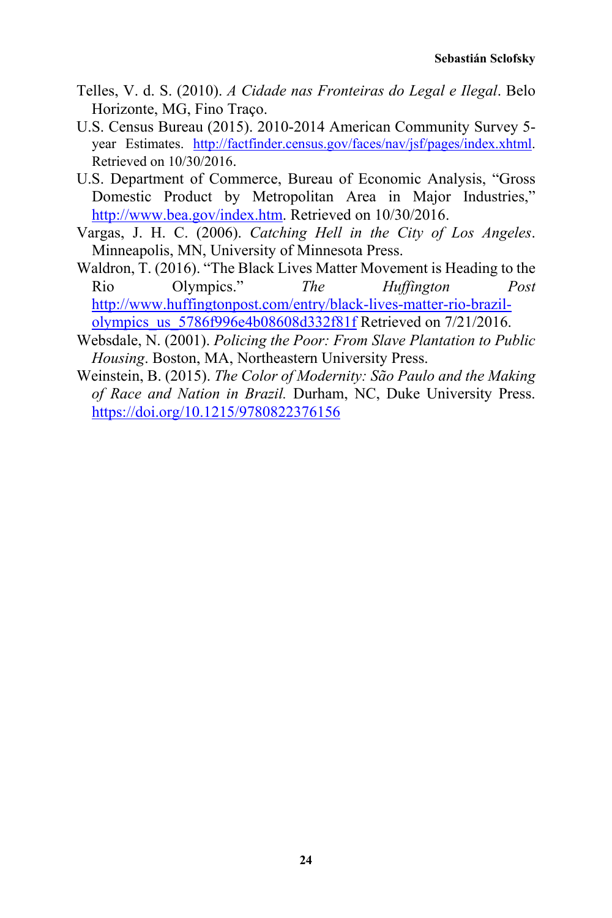Telles, V. d. S. (2010). *A Cidade nas Fronteiras do Legal e Ilegal*. Belo Horizonte, MG, Fino Traço.

U.S. Census Bureau (2015). 2010-2014 American Community Survey 5-year Estimates. http://factfinder.census.gov/faces/nav/jsf/pages/index.xhtml. Retrieved on 10/30/2016.

U.S. Department of Commerce, Bureau of Economic Analysis, "Gross Domestic Product by Metropolitan Area in Major Industries," http://www.bea.gov/index.htm. Retrieved on 10/30/2016.

Vargas, J. H. C. (2006). *Catching Hell in the City of Los Angeles*. Minneapolis, MN, University of Minnesota Press.

Waldron, T. (2016). "The Black Lives Matter Movement is Heading to the Rio Olympics." *The Huffington Post* http://www.huffingtonpost.com/entry/black-lives-matter-rio-brazil-olympics_us_5786f996e4b08608d332f81f Retrieved on 7/21/2016.

Websdale, N. (2001). *Policing the Poor: From Slave Plantation to Public Housing*. Boston, MA, Northeastern University Press.

Weinstein, B. (2015). *The Color of Modernity: São Paulo and the Making of Race and Nation in Brazil.* Durham, NC, Duke University Press. https://doi.org/10.1215/9780822376156